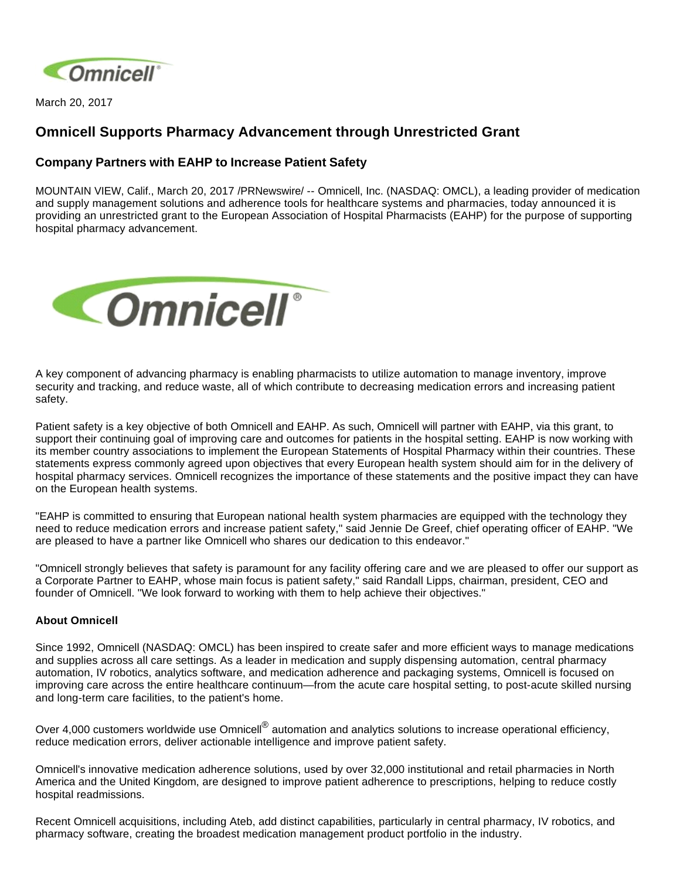March 20, 2017

# Omnicell Supports Pharmacy Advancement through Unrestricted Grant

## Company Partners with EAHP to Increase Patient Safety

MOUNTAIN VIEW, Calif., March 20, 2017 /PRNewswire/ -- Omnicell, Inc. (NASDAQ: OMCL), a leading provider of medication and supply management solutions and adherence tools for healthcare systems and pharmacies, today announced it is providing an unrestricted grant to the European Association of Hospital Pharmacists (EAHP) for the purpose of supporting hospital pharmacy advancement.

A key component of advancing pharmacy is enabling pharmacists to utilize automation to manage inventory, improve security and tracking, and reduce waste, all of which contribute to decreasing medication errors and increasing patient safety.

Patient safety is a key objective of both Omnicell and EAHP. As such, Omnicell will partner with EAHP, via this grant, to support their continuing goal of improving care and outcomes for patients in the hospital setting. EAHP is now working with its member country associations to implement the European Statements of Hospital Pharmacy within their countries. These statements express commonly agreed upon objectives that every European health system should aim for in the delivery of hospital pharmacy services. Omnicell recognizes the importance of these statements and the positive impact they can have on the European health systems.

"EAHP is committed to ensuring that European national health system pharmacies are equipped with the technology they need to reduce medication errors and increase patient safety," said Jennie De Greef, chief operating officer of EAHP. "We are pleased to have a partner like Omnicell who shares our dedication to this endeavor."

"Omnicell strongly believes that safety is paramount for any facility offering care and we are pleased to offer our support as a Corporate Partner to EAHP, whose main focus is patient safety," said Randall Lipps, chairman, president, CEO and founder of Omnicell. "We look forward to working with them to help achieve their objectives."

**About Omnicell**

Since 1992, Omnicell (NASDAQ: OMCL) has been inspired to create safer and more efficient ways to manage medications and supplies across all care settings. As a leader in medication and supply dispensing automation, central pharmacy automation, IV robotics, analytics software, and medication adherence and packaging systems, Omnicell is focused on improving care across the entire healthcare continuum—from the acute care hospital setting, to post-acute skilled nursing and long-term care facilities, to the patient's home.

Over 4,000 customers worldwide use Omnicell® automation and analytics solutions to increase operational efficiency, reduce medication errors, deliver actionable intelligence and improve patient safety.

Omnicell's innovative medication adherence solutions, used by over 32,000 institutional and retail pharmacies in North America and the United Kingdom, are designed to improve patient adherence to prescriptions, helping to reduce costly hospital readmissions.

Recent Omnicell acquisitions, including Ateb, add distinct capabilities, particularly in central pharmacy, IV robotics, and pharmacy software, creating the broadest medication management product portfolio in the industry.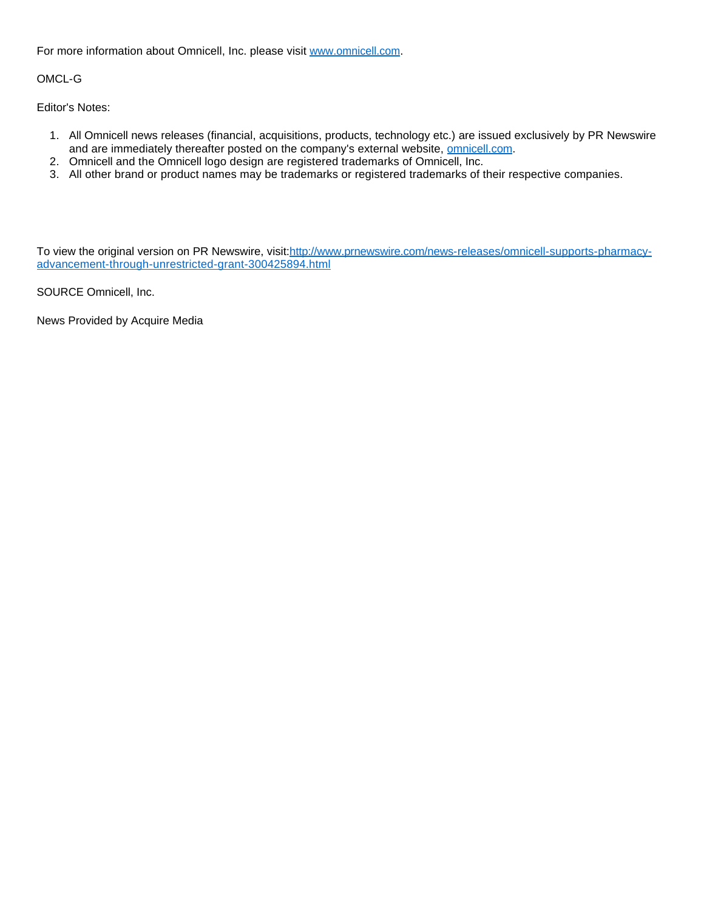For more information about Omnicell, Inc. please visit www.omnicell.com.

OMCL-G

Editor's Notes:

1. All Omnicell news releases (financial, acquisitions, products, technology etc.) are issued exclusively by PR Newswire and are immediately thereafter posted on the company's external website, omnicell.com.
2. Omnicell and the Omnicell logo design are registered trademarks of Omnicell, Inc.
3. All other brand or product names may be trademarks or registered trademarks of their respective companies.

To view the original version on PR Newswire, visit:http://www.prnewswire.com/news-releases/omnicell-supports-pharmacy-advancement-through-unrestricted-grant-300425894.html

SOURCE Omnicell, Inc.

News Provided by Acquire Media